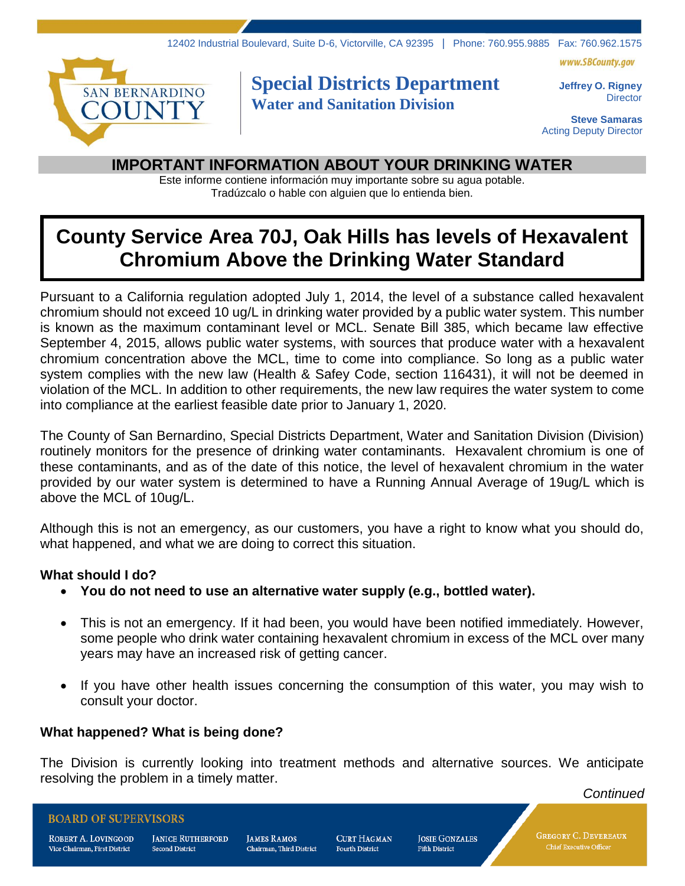12402 Industrial Boulevard, Suite D-6, Victorville, CA 92395 | Phone: 760.955.9885 Fax: 760.962.1575

www.SBCounty.gov

SAN BERNARDINO COUNTY

**Special Districts Department**
**Water and Sanitation Division**

**Jeffrey O. Rigney**
Director

**Steve Samaras**
Acting Deputy Director

## IMPORTANT INFORMATION ABOUT YOUR DRINKING WATER

Este informe contiene información muy importante sobre su agua potable.
Tradúzcalo o hable con alguien que lo entienda bien.

# County Service Area 70J, Oak Hills has levels of Hexavalent Chromium Above the Drinking Water Standard

Pursuant to a California regulation adopted July 1, 2014, the level of a substance called hexavalent chromium should not exceed 10 ug/L in drinking water provided by a public water system. This number is known as the maximum contaminant level or MCL. Senate Bill 385, which became law effective September 4, 2015, allows public water systems, with sources that produce water with a hexavalent chromium concentration above the MCL, time to come into compliance. So long as a public water system complies with the new law (Health & Safey Code, section 116431), it will not be deemed in violation of the MCL. In addition to other requirements, the new law requires the water system to come into compliance at the earliest feasible date prior to January 1, 2020.

The County of San Bernardino, Special Districts Department, Water and Sanitation Division (Division) routinely monitors for the presence of drinking water contaminants. Hexavalent chromium is one of these contaminants, and as of the date of this notice, the level of hexavalent chromium in the water provided by our water system is determined to have a Running Annual Average of 19ug/L which is above the MCL of 10ug/L.

Although this is not an emergency, as our customers, you have a right to know what you should do, what happened, and what we are doing to correct this situation.

### What should I do?

- **You do not need to use an alternative water supply (e.g., bottled water).**
- This is not an emergency. If it had been, you would have been notified immediately. However, some people who drink water containing hexavalent chromium in excess of the MCL over many years may have an increased risk of getting cancer.
- If you have other health issues concerning the consumption of this water, you may wish to consult your doctor.

### What happened? What is being done?

The Division is currently looking into treatment methods and alternative sources. We anticipate resolving the problem in a timely matter.

*Continued*

BOARD OF SUPERVISORS

Robert A. Lovingood, Vice Chairman, First District | Janice Rutherford, Second District | James Ramos, Chairman, Third District | Curt Hagman, Fourth District | Josie Gonzales, Fifth District

Gregory C. Devereaux, Chief Executive Officer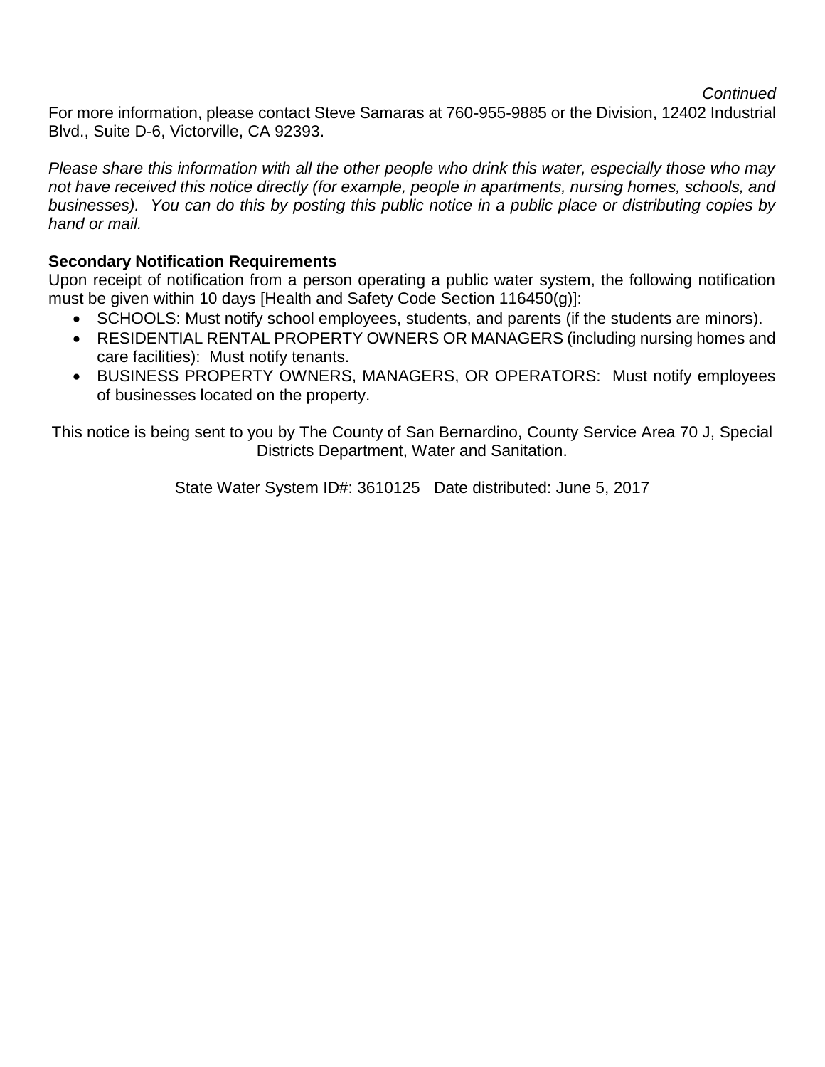*Continued*

For more information, please contact Steve Samaras at 760-955-9885 or the Division, 12402 Industrial Blvd., Suite D-6, Victorville, CA 92393.

*Please share this information with all the other people who drink this water, especially those who may not have received this notice directly (for example, people in apartments, nursing homes, schools, and businesses). You can do this by posting this public notice in a public place or distributing copies by hand or mail.*

**Secondary Notification Requirements**

Upon receipt of notification from a person operating a public water system, the following notification must be given within 10 days [Health and Safety Code Section 116450(g)]:

- SCHOOLS: Must notify school employees, students, and parents (if the students are minors).
- RESIDENTIAL RENTAL PROPERTY OWNERS OR MANAGERS (including nursing homes and care facilities): Must notify tenants.
- BUSINESS PROPERTY OWNERS, MANAGERS, OR OPERATORS: Must notify employees of businesses located on the property.

This notice is being sent to you by The County of San Bernardino, County Service Area 70 J, Special Districts Department, Water and Sanitation.

State Water System ID#: 3610125 Date distributed: June 5, 2017